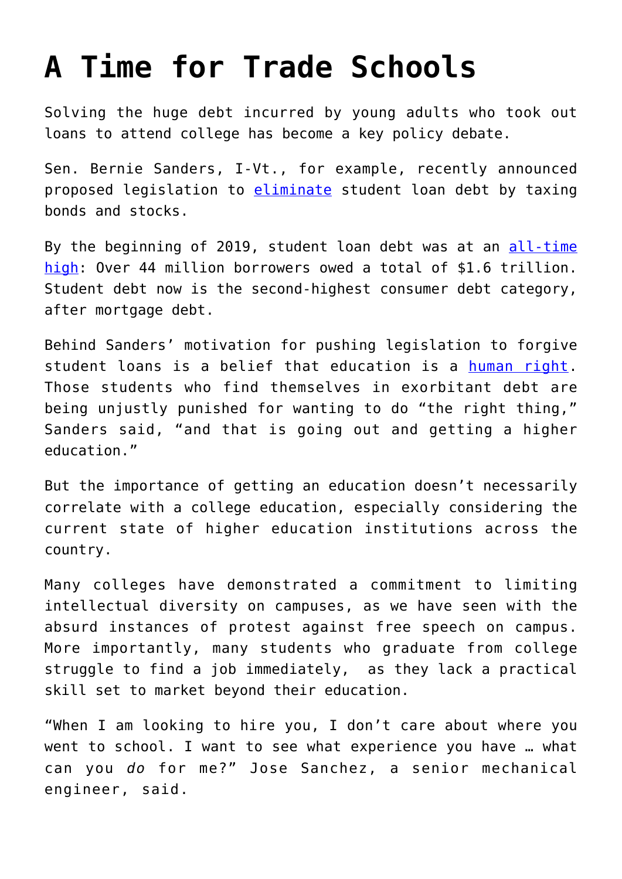# A Time for Trade Schools

Solving the huge debt incurred by young adults who took out loans to attend college has become a key policy debate.

Sen. Bernie Sanders, I-Vt., for example, recently announced proposed legislation to eliminate student loan debt by taxing bonds and stocks.

By the beginning of 2019, student loan debt was at an all-time high: Over 44 million borrowers owed a total of $1.6 trillion. Student debt now is the second-highest consumer debt category, after mortgage debt.

Behind Sanders' motivation for pushing legislation to forgive student loans is a belief that education is a human right. Those students who find themselves in exorbitant debt are being unjustly punished for wanting to do "the right thing," Sanders said, "and that is going out and getting a higher education."

But the importance of getting an education doesn't necessarily correlate with a college education, especially considering the current state of higher education institutions across the country.

Many colleges have demonstrated a commitment to limiting intellectual diversity on campuses, as we have seen with the absurd instances of protest against free speech on campus. More importantly, many students who graduate from college struggle to find a job immediately, as they lack a practical skill set to market beyond their education.

"When I am looking to hire you, I don't care about where you went to school. I want to see what experience you have … what can you *do* for me?" Jose Sanchez, a senior mechanical engineer, said.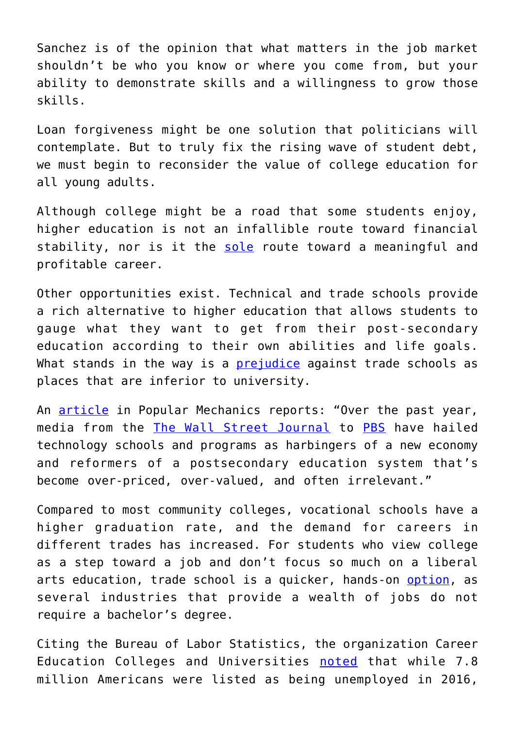Sanchez is of the opinion that what matters in the job market shouldn't be who you know or where you come from, but your ability to demonstrate skills and a willingness to grow those skills.

Loan forgiveness might be one solution that politicians will contemplate. But to truly fix the rising wave of student debt, we must begin to reconsider the value of college education for all young adults.

Although college might be a road that some students enjoy, higher education is not an infallible route toward financial stability, nor is it the sole route toward a meaningful and profitable career.

Other opportunities exist. Technical and trade schools provide a rich alternative to higher education that allows students to gauge what they want to get from their post-secondary education according to their own abilities and life goals. What stands in the way is a prejudice against trade schools as places that are inferior to university.

An article in Popular Mechanics reports: "Over the past year, media from the The Wall Street Journal to PBS have hailed technology schools and programs as harbingers of a new economy and reformers of a postsecondary education system that's become over-priced, over-valued, and often irrelevant."

Compared to most community colleges, vocational schools have a higher graduation rate, and the demand for careers in different trades has increased. For students who view college as a step toward a job and don't focus so much on a liberal arts education, trade school is a quicker, hands-on option, as several industries that provide a wealth of jobs do not require a bachelor's degree.

Citing the Bureau of Labor Statistics, the organization Career Education Colleges and Universities noted that while 7.8 million Americans were listed as being unemployed in 2016,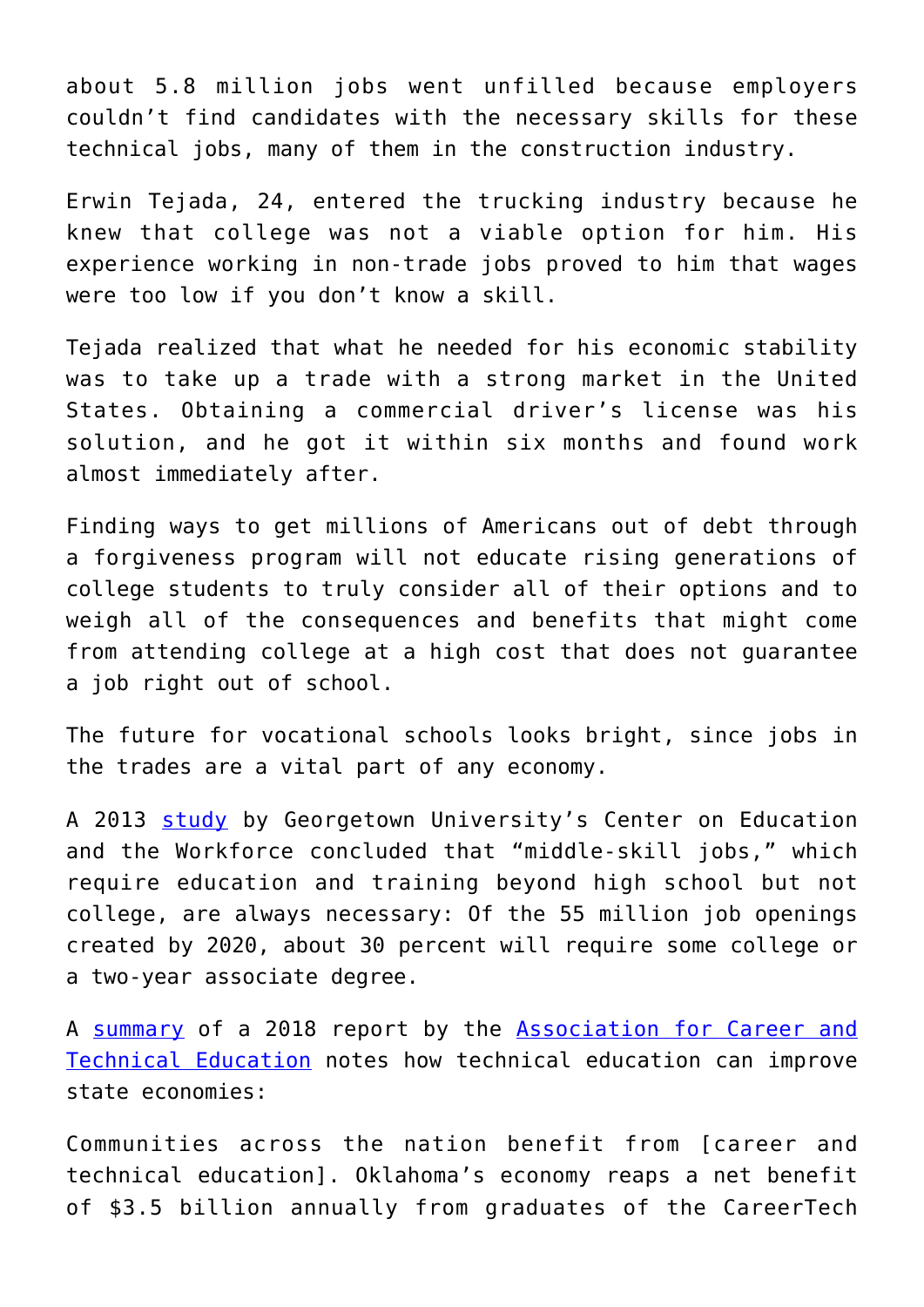about 5.8 million jobs went unfilled because employers couldn't find candidates with the necessary skills for these technical jobs, many of them in the construction industry.

Erwin Tejada, 24, entered the trucking industry because he knew that college was not a viable option for him. His experience working in non-trade jobs proved to him that wages were too low if you don't know a skill.

Tejada realized that what he needed for his economic stability was to take up a trade with a strong market in the United States. Obtaining a commercial driver's license was his solution, and he got it within six months and found work almost immediately after.

Finding ways to get millions of Americans out of debt through a forgiveness program will not educate rising generations of college students to truly consider all of their options and to weigh all of the consequences and benefits that might come from attending college at a high cost that does not guarantee a job right out of school.

The future for vocational schools looks bright, since jobs in the trades are a vital part of any economy.

A 2013 study by Georgetown University's Center on Education and the Workforce concluded that "middle-skill jobs," which require education and training beyond high school but not college, are always necessary: Of the 55 million job openings created by 2020, about 30 percent will require some college or a two-year associate degree.

A summary of a 2018 report by the Association for Career and Technical Education notes how technical education can improve state economies:

Communities across the nation benefit from [career and technical education]. Oklahoma's economy reaps a net benefit of $3.5 billion annually from graduates of the CareerTech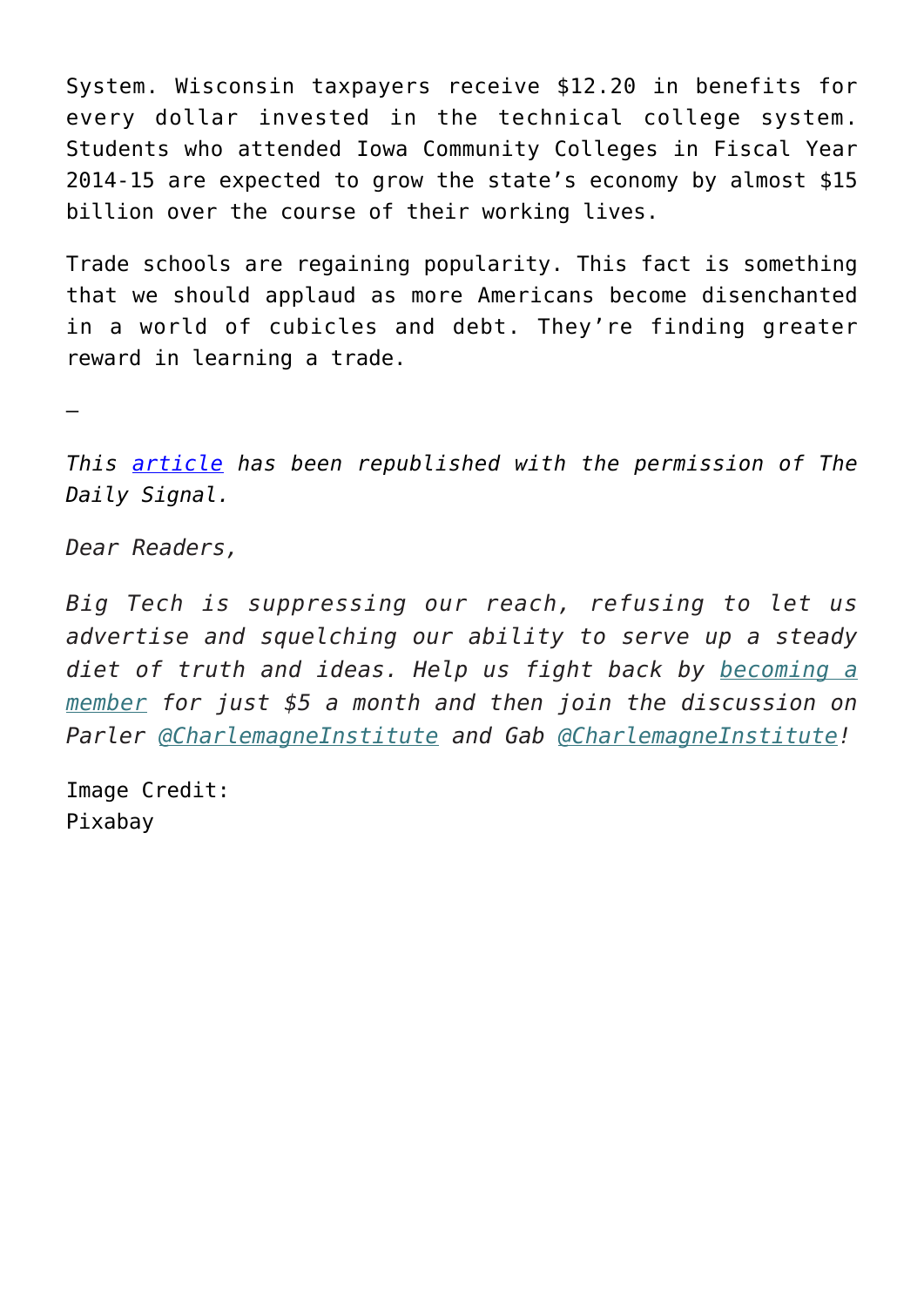System. Wisconsin taxpayers receive $12.20 in benefits for every dollar invested in the technical college system. Students who attended Iowa Community Colleges in Fiscal Year 2014-15 are expected to grow the state's economy by almost $15 billion over the course of their working lives.

Trade schools are regaining popularity. This fact is something that we should applaud as more Americans become disenchanted in a world of cubicles and debt. They're finding greater reward in learning a trade.

—

*This article has been republished with the permission of The Daily Signal.*

*Dear Readers,*

*Big Tech is suppressing our reach, refusing to let us advertise and squelching our ability to serve up a steady diet of truth and ideas. Help us fight back by becoming a member for just $5 a month and then join the discussion on Parler @CharlemagneInstitute and Gab @CharlemagneInstitute!*

Image Credit:
Pixabay